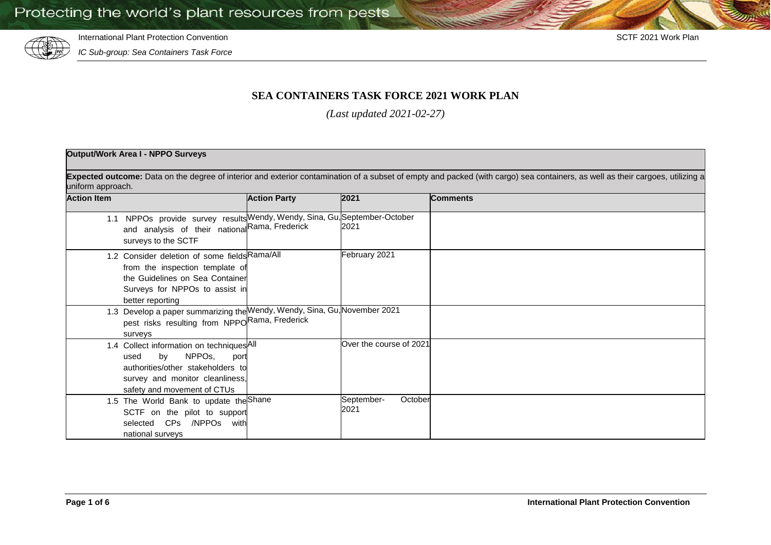# SEA CONTAINERS TASK FORCE 2021 WORK PLAN

*(Last updated 2021-02-27)*

| **Output/Work Area I - NPPO Surveys** | | | |
|---|---|---|---|
| **Expected outcome:** Data on the degree of interior and exterior contamination of a subset of empty and packed (with cargo) sea containers, as well as their cargoes, utilizing a uniform approach. | | | |
| **Action Item** | **Action Party** | **2021** | **Comments** |
| 1.1 NPPOs provide survey results and analysis of their national surveys to the SCTF | Wendy, Wendy, Sina, Gu, Rama, Frederick | September-October 2021 | |
| 1.2 Consider deletion of some fields from the inspection template of the Guidelines on Sea Container Surveys for NPPOs to assist in better reporting | Rama/All | February 2021 | |
| 1.3 Develop a paper summarizing the pest risks resulting from NPPO surveys | Wendy, Wendy, Sina, Gu, Rama, Frederick | November 2021 | |
| 1.4 Collect information on techniques used by NPPOs, port authorities/other stakeholders to survey and monitor cleanliness, safety and movement of CTUs | All | Over the course of 2021 | |
| 1.5 The World Bank to update the SCTF on the pilot to support selected CPs /NPPOs with national surveys | Shane | September-October 2021 | |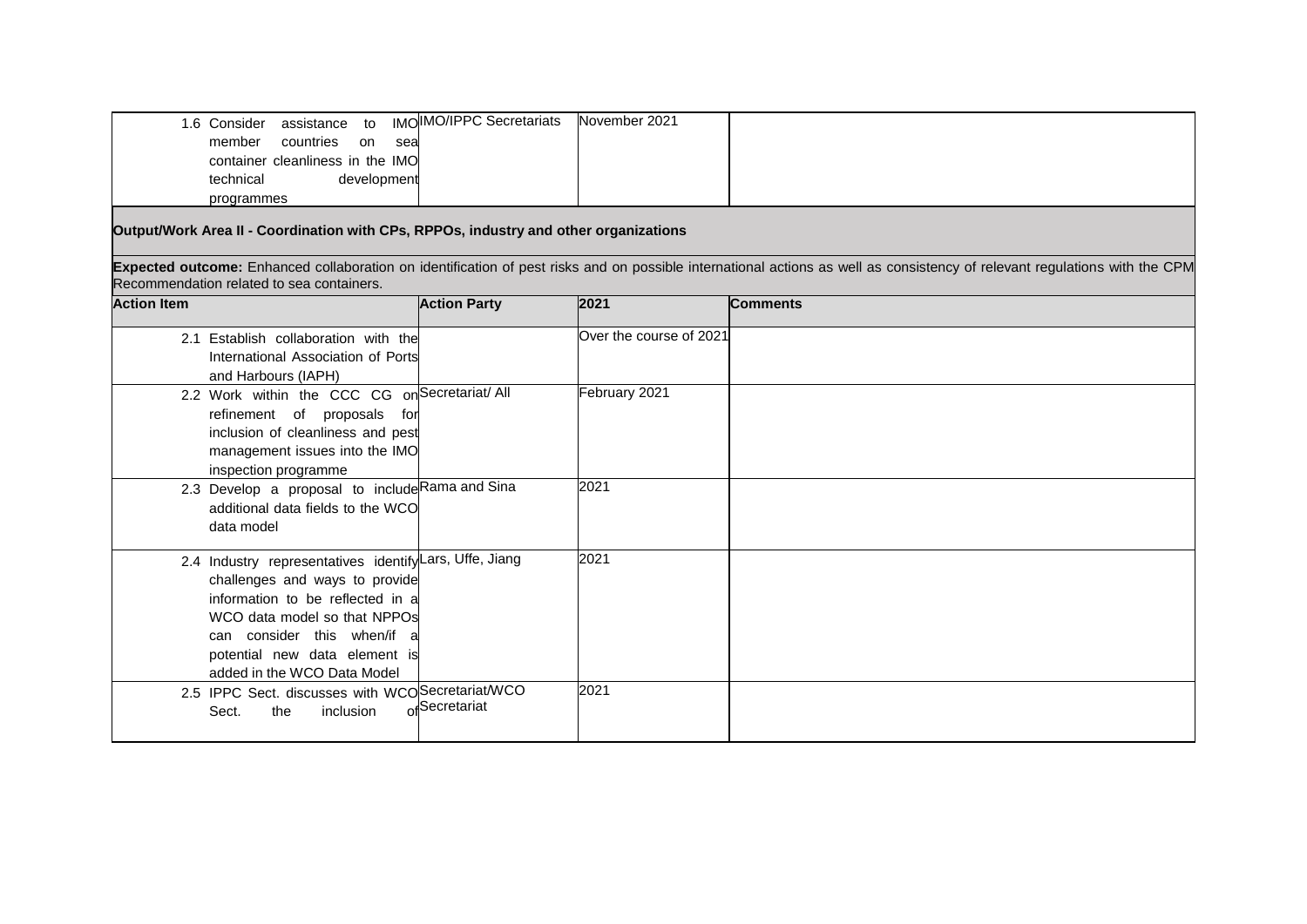| Action Item | Action Party | 2021 | Comments |
|---|---|---|---|
| 1.6 Consider assistance to IMO member countries on sea container cleanliness in the IMO technical development programmes | IMO/IPPC Secretariats | November 2021 | |

**Output/Work Area II - Coordination with CPs, RPPOs, industry and other organizations**

**Expected outcome:** Enhanced collaboration on identification of pest risks and on possible international actions as well as consistency of relevant regulations with the CPM Recommendation related to sea containers.

| Action Item | Action Party | 2021 | Comments |
|---|---|---|---|
| 2.1 Establish collaboration with the International Association of Ports and Harbours (IAPH) | | Over the course of 2021 | |
| 2.2 Work within the CCC CG on refinement of proposals for inclusion of cleanliness and pest management issues into the IMO inspection programme | Secretariat/ All | February 2021 | |
| 2.3 Develop a proposal to include additional data fields to the WCO data model | Rama and Sina | 2021 | |
| 2.4 Industry representatives identify challenges and ways to provide information to be reflected in a WCO data model so that NPPOs can consider this when/if a potential new data element is added in the WCO Data Model | Lars, Uffe, Jiang | 2021 | |
| 2.5 IPPC Sect. discusses with WCO Sect. the inclusion of | Secretariat/WCO Secretariat | 2021 | |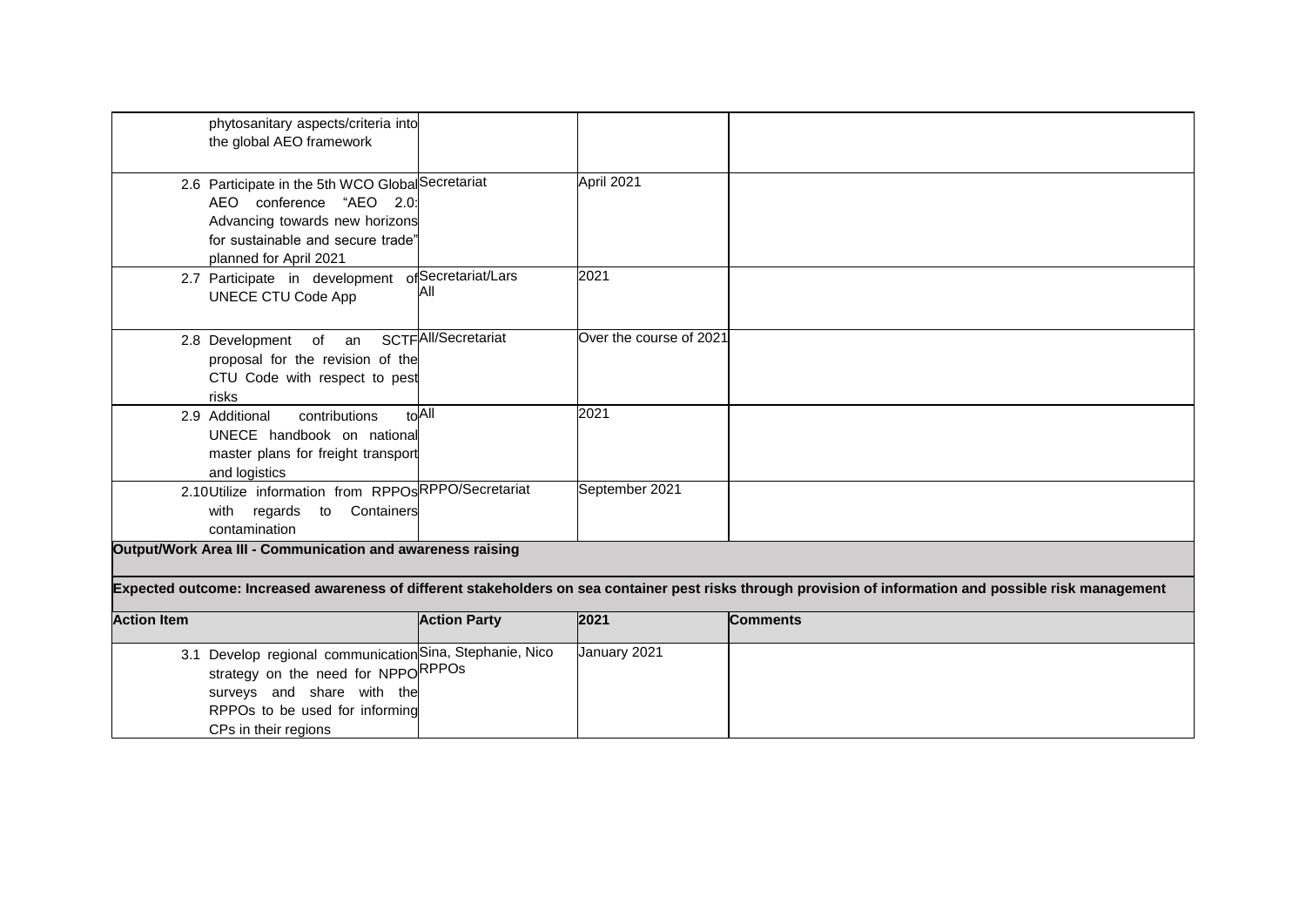| | | | |
|---|---|---|---|
| phytosanitary aspects/criteria into the global AEO framework | | | |
| 2.6 Participate in the 5th WCO Global AEO conference "AEO 2.0: Advancing towards new horizons for sustainable and secure trade" planned for April 2021 | Secretariat | April 2021 | |
| 2.7 Participate in development of UNECE CTU Code App | Secretariat/Lars All | 2021 | |
| 2.8 Development of an SCTF proposal for the revision of the CTU Code with respect to pest risks | All/Secretariat | Over the course of 2021 | |
| 2.9 Additional contributions to UNECE handbook on national master plans for freight transport and logistics | All | 2021 | |
| 2.10 Utilize information from RPPOs with regards to Containers contamination | RPPO/Secretariat | September 2021 | |
| **Output/Work Area III - Communication and awareness raising** | | | |
| **Expected outcome: Increased awareness of different stakeholders on sea container pest risks through provision of information and possible risk management** | | | |
| **Action Item** | **Action Party** | **2021** | **Comments** |
| 3.1 Develop regional communication strategy on the need for NPPO surveys and share with the RPPOs to be used for informing CPs in their regions | Sina, Stephanie, Nico RPPOs | January 2021 | |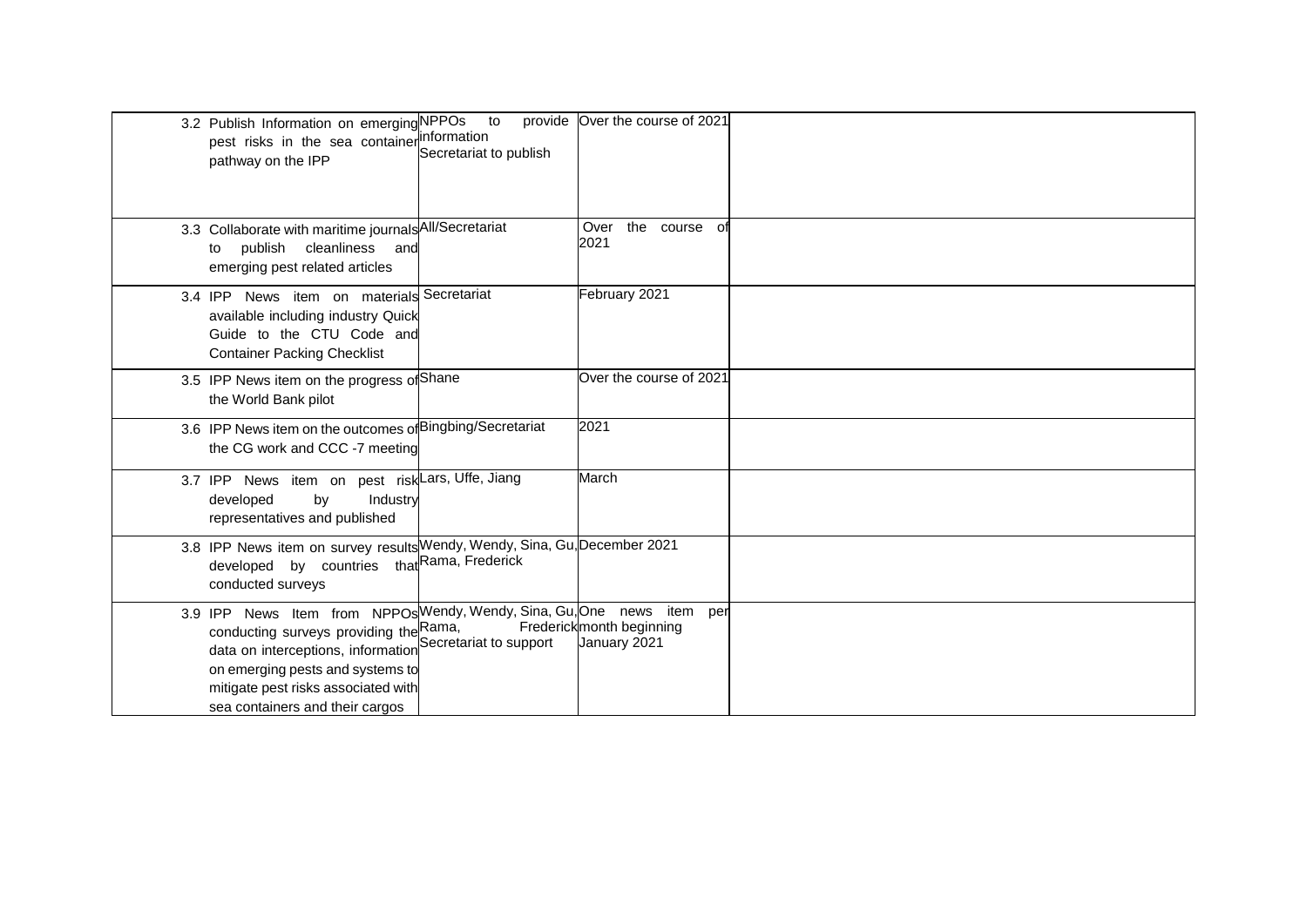| | | | |
|---|---|---|---|
| 3.2 Publish Information on emerging pest risks in the sea container pathway on the IPP | NPPOs to provide information Secretariat to publish | Over the course of 2021 | |
| 3.3 Collaborate with maritime journals to publish cleanliness and emerging pest related articles | All/Secretariat | Over the course of 2021 | |
| 3.4 IPP News item on materials available including industry Quick Guide to the CTU Code and Container Packing Checklist | Secretariat | February 2021 | |
| 3.5 IPP News item on the progress of the World Bank pilot | Shane | Over the course of 2021 | |
| 3.6 IPP News item on the outcomes of the CG work and CCC -7 meeting | Bingbing/Secretariat | 2021 | |
| 3.7 IPP News item on pest risk developed by Industry representatives and published | Lars, Uffe, Jiang | March | |
| 3.8 IPP News item on survey results developed by countries that conducted surveys | Wendy, Wendy, Sina, Gu, Rama, Frederick | December 2021 | |
| 3.9 IPP News Item from NPPOs conducting surveys providing the data on interceptions, information on emerging pests and systems to mitigate pest risks associated with sea containers and their cargos | Wendy, Wendy, Sina, Gu, Rama, Frederick Secretariat to support | One news item per month beginning January 2021 | |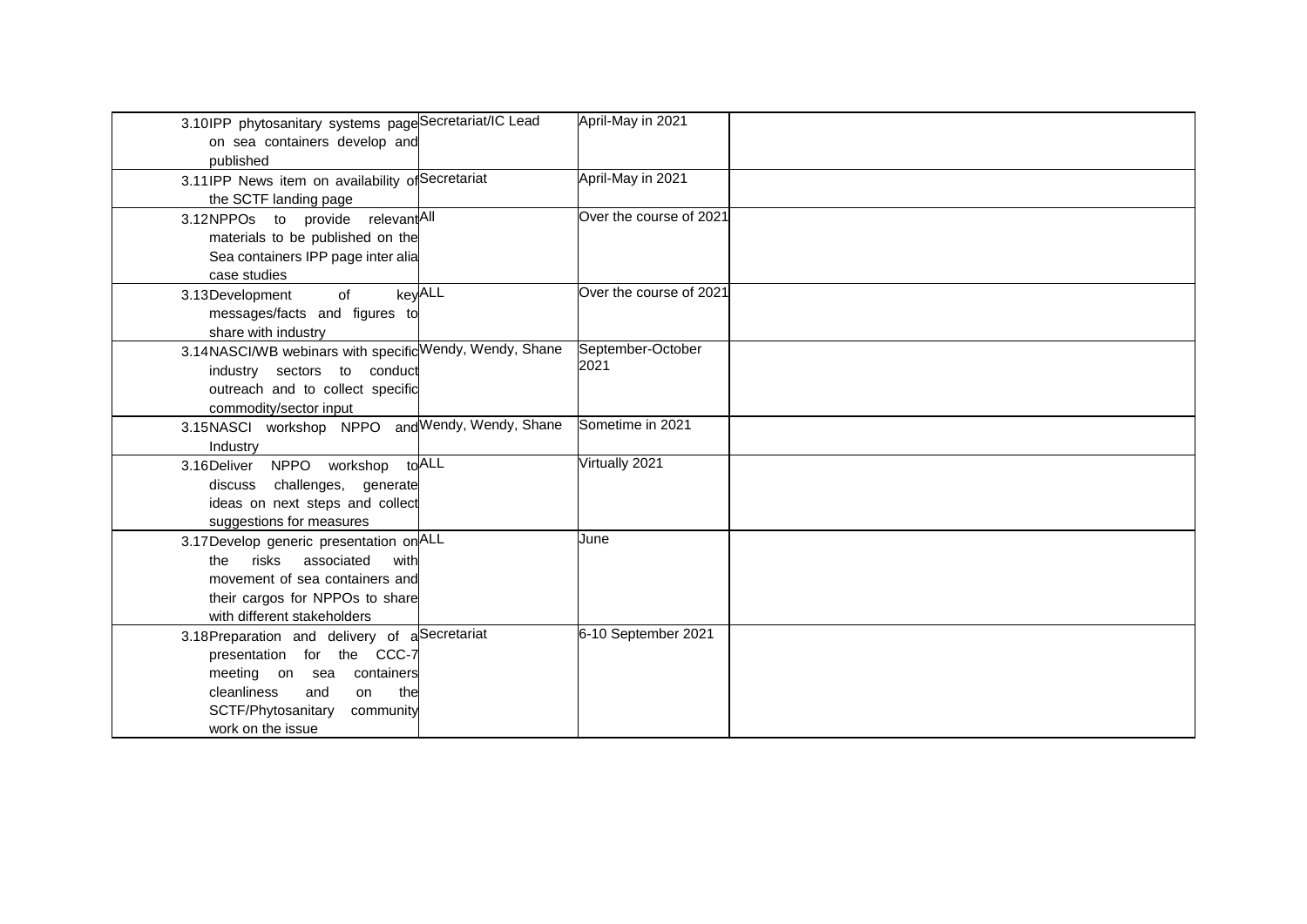| | | | |
|---|---|---|---|
| 3.10 IPP phytosanitary systems page on sea containers develop and published | Secretariat/IC Lead | April-May in 2021 | |
| 3.11 IPP News item on availability of the SCTF landing page | Secretariat | April-May in 2021 | |
| 3.12 NPPOs to provide relevant materials to be published on the Sea containers IPP page inter alia case studies | All | Over the course of 2021 | |
| 3.13 Development of key messages/facts and figures to share with industry | ALL | Over the course of 2021 | |
| 3.14 NASCI/WB webinars with specific industry sectors to conduct outreach and to collect specific commodity/sector input | Wendy, Wendy, Shane | September-October 2021 | |
| 3.15 NASCI workshop NPPO and Industry | Wendy, Wendy, Shane | Sometime in 2021 | |
| 3.16 Deliver NPPO workshop to discuss challenges, generate ideas on next steps and collect suggestions for measures | ALL | Virtually 2021 | |
| 3.17 Develop generic presentation on the risks associated with movement of sea containers and their cargos for NPPOs to share with different stakeholders | ALL | June | |
| 3.18 Preparation and delivery of a presentation for the CCC-7 meeting on sea containers cleanliness and on the SCTF/Phytosanitary community work on the issue | Secretariat | 6-10 September 2021 | |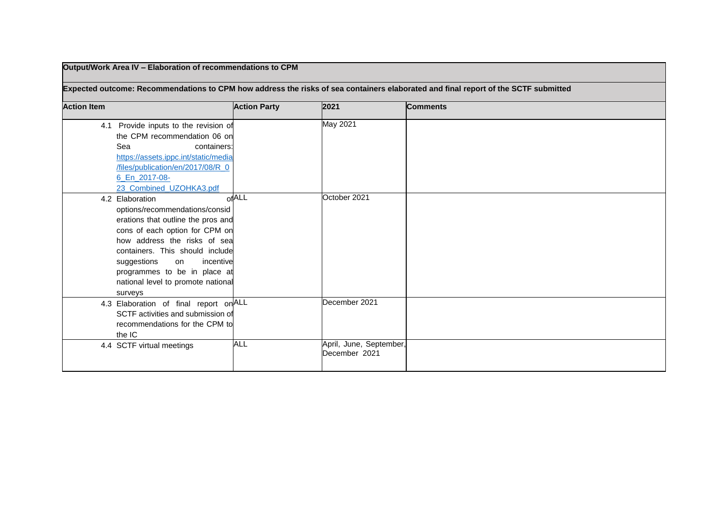| **Output/Work Area IV – Elaboration of recommendations to CPM** | | | |
|---|---|---|---|
| **Expected outcome: Recommendations to CPM how address the risks of sea containers elaborated and final report of the SCTF submitted** | | | |
| **Action Item** | **Action Party** | **2021** | **Comments** |
| 4.1 Provide inputs to the revision of the CPM recommendation 06 on Sea containers: https://assets.ippc.int/static/media/files/publication/en/2017/08/R_06_En_2017-08-23_Combined_UZOHKA3.pdf | | May 2021 | |
| 4.2 Elaboration of options/recommendations/considerations that outline the pros and cons of each option for CPM on how address the risks of sea containers. This should include suggestions on incentive programmes to be in place at national level to promote national surveys | ALL | October 2021 | |
| 4.3 Elaboration of final report on SCTF activities and submission of recommendations for the CPM to the IC | ALL | December 2021 | |
| 4.4 SCTF virtual meetings | ALL | April, June, September, December 2021 | |